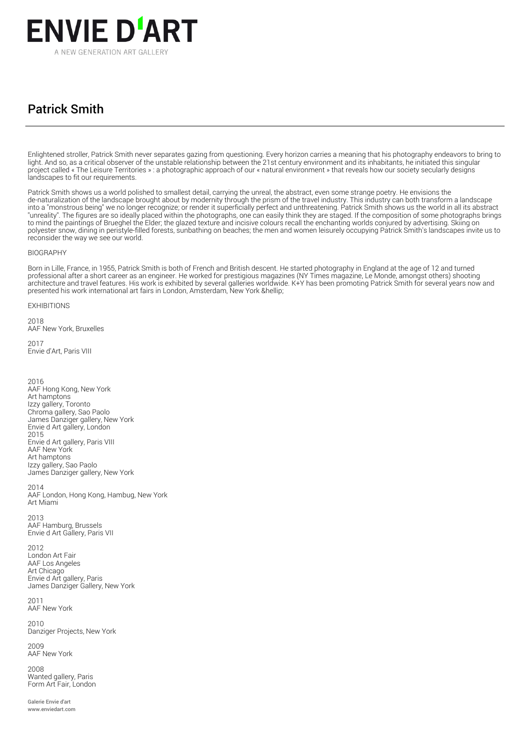# ENVIE D'ART

A NEW GENERATION ART GALLERY

## Patrick Smith

Enlightened stroller, Patrick Smith never separates gazing from questioning. Every horizon carries a meaning that his photography endeavors to bring to light. And so, as a critical observer of the unstable relationship between the 21st century environment and its inhabitants, he initiated this singular project called « The Leisure Territories » : a photographic approach of our « natural environment » that reveals how our society secularly designs landscapes to fit our requirements.

Patrick Smith shows us a world polished to smallest detail, carrying the unreal, the abstract, even some strange poetry. He envisions the de-naturalization of the landscape brought about by modernity through the prism of the travel industry. This industry can both transform a landscape into a "monstrous being" we no longer recognize; or render it superficially perfect and unthreatening. Patrick Smith shows us the world in all its abstract "unreality". The figures are so ideally placed within the photographs, one can easily think they are staged. If the composition of some photographs brings to mind the paintings of Brueghel the Elder; the glazed texture and incisive colours recall the enchanting worlds conjured by advertising. Skiing on polyester snow, dining in peristyle-filled forests, sunbathing on beaches; the men and women leisurely occupying Patrick Smith's landscapes invite us to reconsider the way we see our world.

BIOGRAPHY

Born in Lille, France, in 1955, Patrick Smith is both of French and British descent. He started photography in England at the age of 12 and turned professional after a short career as an engineer. He worked for prestigious magazines (NY Times magazine, Le Monde, amongst others) shooting architecture and travel features. His work is exhibited by several galleries worldwide. K+Y has been promoting Patrick Smith for several years now and presented his work international art fairs in London, Amsterdam, New York &hellip;

EXHIBITIONS

2018
AAF New York, Bruxelles

2017
Envie d'Art, Paris VIII

2016
AAF Hong Kong, New York
Art hamptons
Izzy gallery, Toronto
Chroma gallery, Sao Paolo
James Danziger gallery, New York
Envie d Art gallery, London
2015
Envie d Art gallery, Paris VIII
AAF New York
Art hamptons
Izzy gallery, Sao Paolo
James Danziger gallery, New York

2014
AAF London, Hong Kong, Hambug, New York
Art Miami

2013
AAF Hamburg, Brussels
Envie d Art Gallery, Paris VII

2012
London Art Fair
AAF Los Angeles
Art Chicago
Envie d Art gallery, Paris
James Danziger Gallery, New York

2011
AAF New York

2010
Danziger Projects, New York

2009
AAF New York

2008
Wanted gallery, Paris
Form Art Fair, London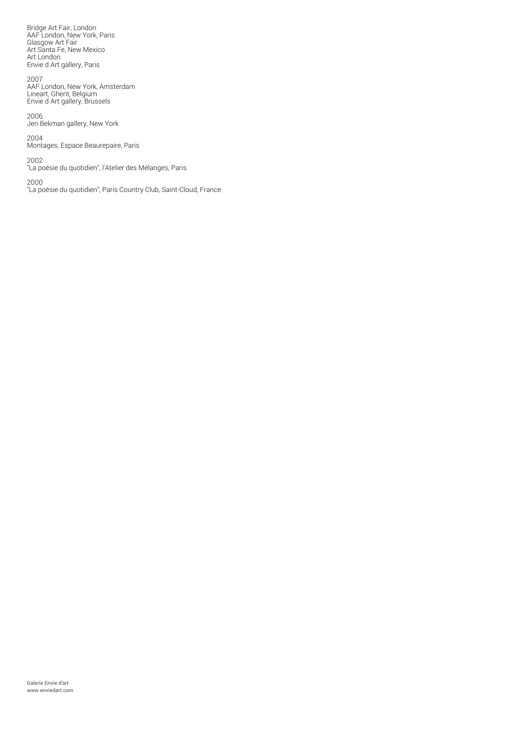Bridge Art Fair, London
AAF London, New York, Paris
Glasgow Art Fair
Art Santa Fe, New Mexico
Art London
Envie d Art gallery, Paris

2007
AAF London, New York, Amsterdam
Lineart, Ghent, Belgium
Envie d Art gallery, Brussels

2006
Jen Bekman gallery, New York

2004
Montages, Espace Beaurepaire, Paris

2002
"La poésie du quotidien", l'Atelier des Mélanges, Paris

2000
"La poésie du quotidien", Paris Country Club, Saint-Cloud, France